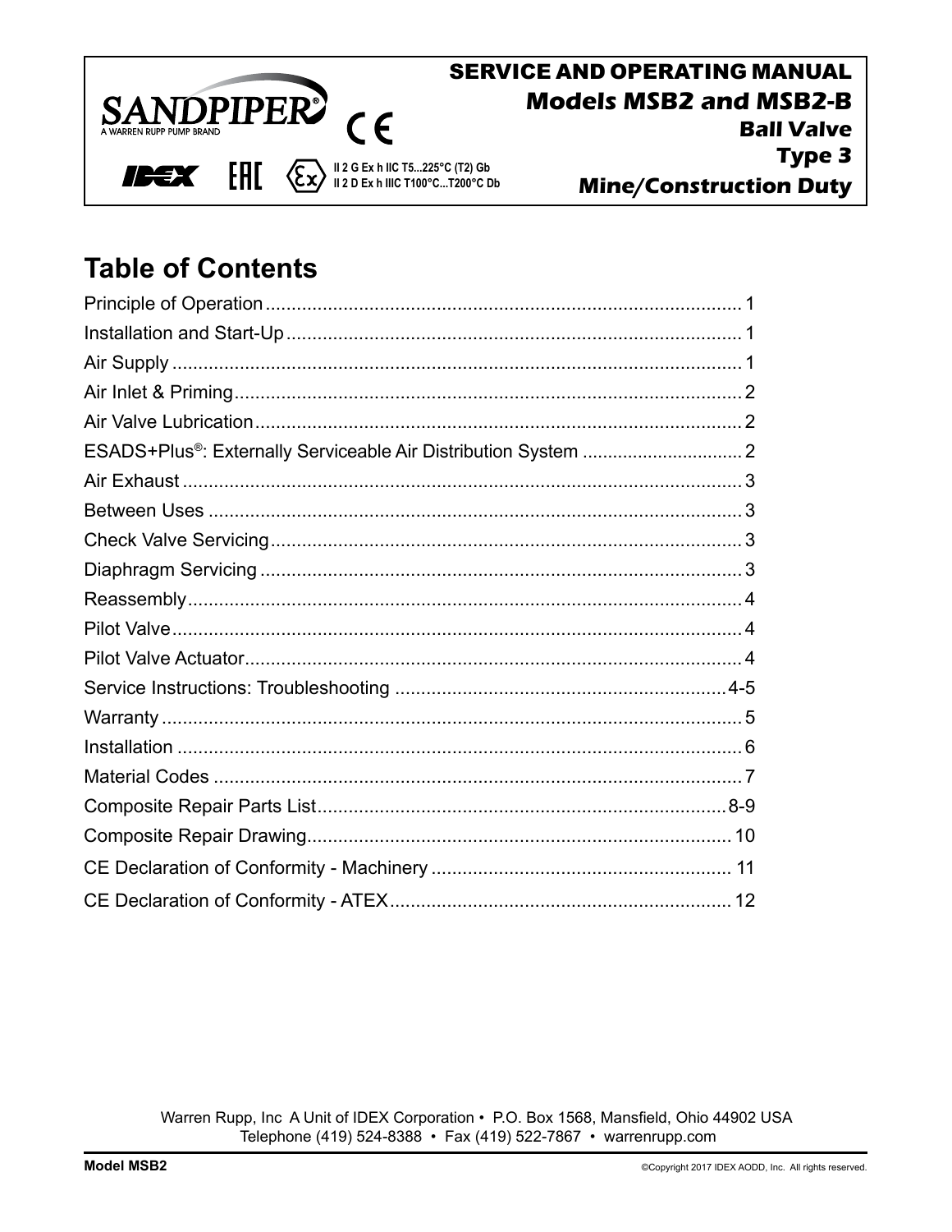SANDPIPER®
A WARREN RUPP PUMP BRAND

IDEX

II 2 G Ex h IIC T5...225°C (T2) Gb
II 2 D Ex h IIIC T100°C...T200°C Db

# SERVICE AND OPERATING MANUAL

## Models MSB2 and MSB2-B

**Ball Valve**

**Type 3**

**Mine/Construction Duty**

## Table of Contents

| | |
|---|---|
| Principle of Operation | 1 |
| Installation and Start-Up | 1 |
| Air Supply | 1 |
| Air Inlet & Priming | 2 |
| Air Valve Lubrication | 2 |
| ESADS+Plus®: Externally Serviceable Air Distribution System | 2 |
| Air Exhaust | 3 |
| Between Uses | 3 |
| Check Valve Servicing | 3 |
| Diaphragm Servicing | 3 |
| Reassembly | 4 |
| Pilot Valve | 4 |
| Pilot Valve Actuator | 4 |
| Service Instructions: Troubleshooting | 4-5 |
| Warranty | 5 |
| Installation | 6 |
| Material Codes | 7 |
| Composite Repair Parts List | 8-9 |
| Composite Repair Drawing | 10 |
| CE Declaration of Conformity - Machinery | 11 |
| CE Declaration of Conformity - ATEX | 12 |

Warren Rupp, Inc A Unit of IDEX Corporation • P.O. Box 1568, Mansfield, Ohio 44902 USA
Telephone (419) 524-8388 • Fax (419) 522-7867 • warrenrupp.com

©Copyright 2017 IDEX AODD, Inc. All rights reserved.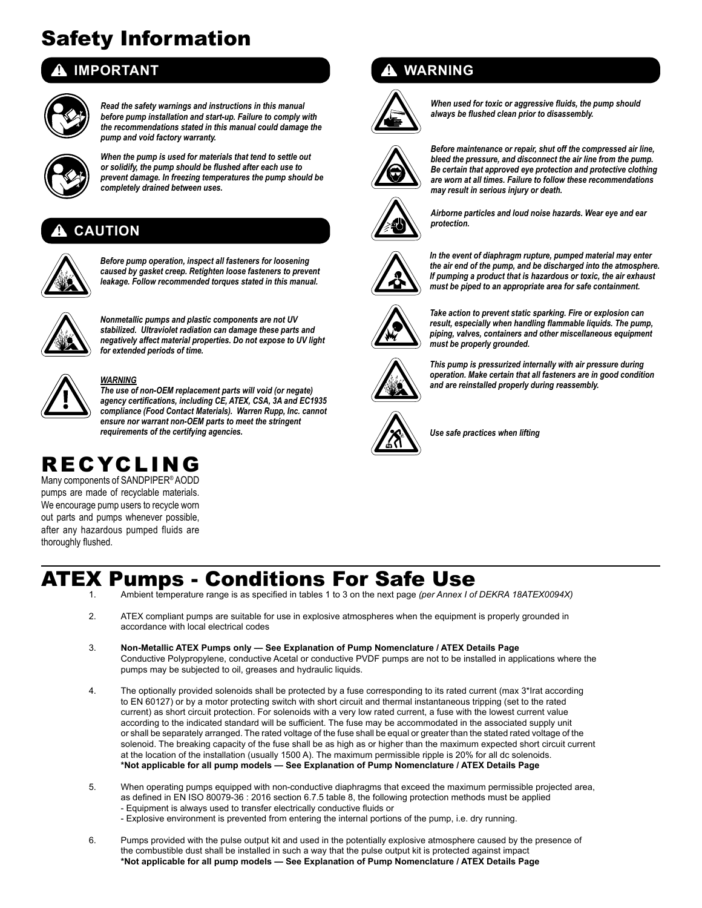# Safety Information

## ⚠ IMPORTANT

*Read the safety warnings and instructions in this manual before pump installation and start-up. Failure to comply with the recommendations stated in this manual could damage the pump and void factory warranty.*

*When the pump is used for materials that tend to settle out or solidify, the pump should be flushed after each use to prevent damage. In freezing temperatures the pump should be completely drained between uses.*

## ⚠ CAUTION

*Before pump operation, inspect all fasteners for loosening caused by gasket creep. Retighten loose fasteners to prevent leakage. Follow recommended torques stated in this manual.*

*Nonmetallic pumps and plastic components are not UV stabilized. Ultraviolet radiation can damage these parts and negatively affect material properties. Do not expose to UV light for extended periods of time.*

***WARNING***
*The use of non-OEM replacement parts will void (or negate) agency certifications, including CE, ATEX, CSA, 3A and EC1935 compliance (Food Contact Materials). Warren Rupp, Inc. cannot ensure nor warrant non-OEM parts to meet the stringent requirements of the certifying agencies.*

# RECYCLING

Many components of SANDPIPER® AODD pumps are made of recyclable materials. We encourage pump users to recycle worn out parts and pumps whenever possible, after any hazardous pumped fluids are thoroughly flushed.

## ⚠ WARNING

*When used for toxic or aggressive fluids, the pump should always be flushed clean prior to disassembly.*

*Before maintenance or repair, shut off the compressed air line, bleed the pressure, and disconnect the air line from the pump. Be certain that approved eye protection and protective clothing are worn at all times. Failure to follow these recommendations may result in serious injury or death.*

*Airborne particles and loud noise hazards. Wear eye and ear protection.*

*In the event of diaphragm rupture, pumped material may enter the air end of the pump, and be discharged into the atmosphere. If pumping a product that is hazardous or toxic, the air exhaust must be piped to an appropriate area for safe containment.*

*Take action to prevent static sparking. Fire or explosion can result, especially when handling flammable liquids. The pump, piping, valves, containers and other miscellaneous equipment must be properly grounded.*

*This pump is pressurized internally with air pressure during operation. Make certain that all fasteners are in good condition and are reinstalled properly during reassembly.*

*Use safe practices when lifting*

# ATEX Pumps - Conditions For Safe Use

1. Ambient temperature range is as specified in tables 1 to 3 on the next page *(per Annex I of DEKRA 18ATEX0094X)*

2. ATEX compliant pumps are suitable for use in explosive atmospheres when the equipment is properly grounded in accordance with local electrical codes

3. **Non-Metallic ATEX Pumps only — See Explanation of Pump Nomenclature / ATEX Details Page**
   Conductive Polypropylene, conductive Acetal or conductive PVDF pumps are not to be installed in applications where the pumps may be subjected to oil, greases and hydraulic liquids.

4. The optionally provided solenoids shall be protected by a fuse corresponding to its rated current (max 3*Irat according to EN 60127) or by a motor protecting switch with short circuit and thermal instantaneous tripping (set to the rated current) as short circuit protection. For solenoids with a very low rated current, a fuse with the lowest current value according to the indicated standard will be sufficient. The fuse may be accommodated in the associated supply unit or shall be separately arranged. The rated voltage of the fuse shall be equal or greater than the stated rated voltage of the solenoid. The breaking capacity of the fuse shall be as high as or higher than the maximum expected short circuit current at the location of the installation (usually 1500 A). The maximum permissible ripple is 20% for all dc solenoids.
   **\*Not applicable for all pump models — See Explanation of Pump Nomenclature / ATEX Details Page**

5. When operating pumps equipped with non-conductive diaphragms that exceed the maximum permissible projected area, as defined in EN ISO 80079-36 : 2016 section 6.7.5 table 8, the following protection methods must be applied
   - Equipment is always used to transfer electrically conductive fluids or
   - Explosive environment is prevented from entering the internal portions of the pump, i.e. dry running.

6. Pumps provided with the pulse output kit and used in the potentially explosive atmosphere caused by the presence of the combustible dust shall be installed in such a way that the pulse output kit is protected against impact
   **\*Not applicable for all pump models — See Explanation of Pump Nomenclature / ATEX Details Page**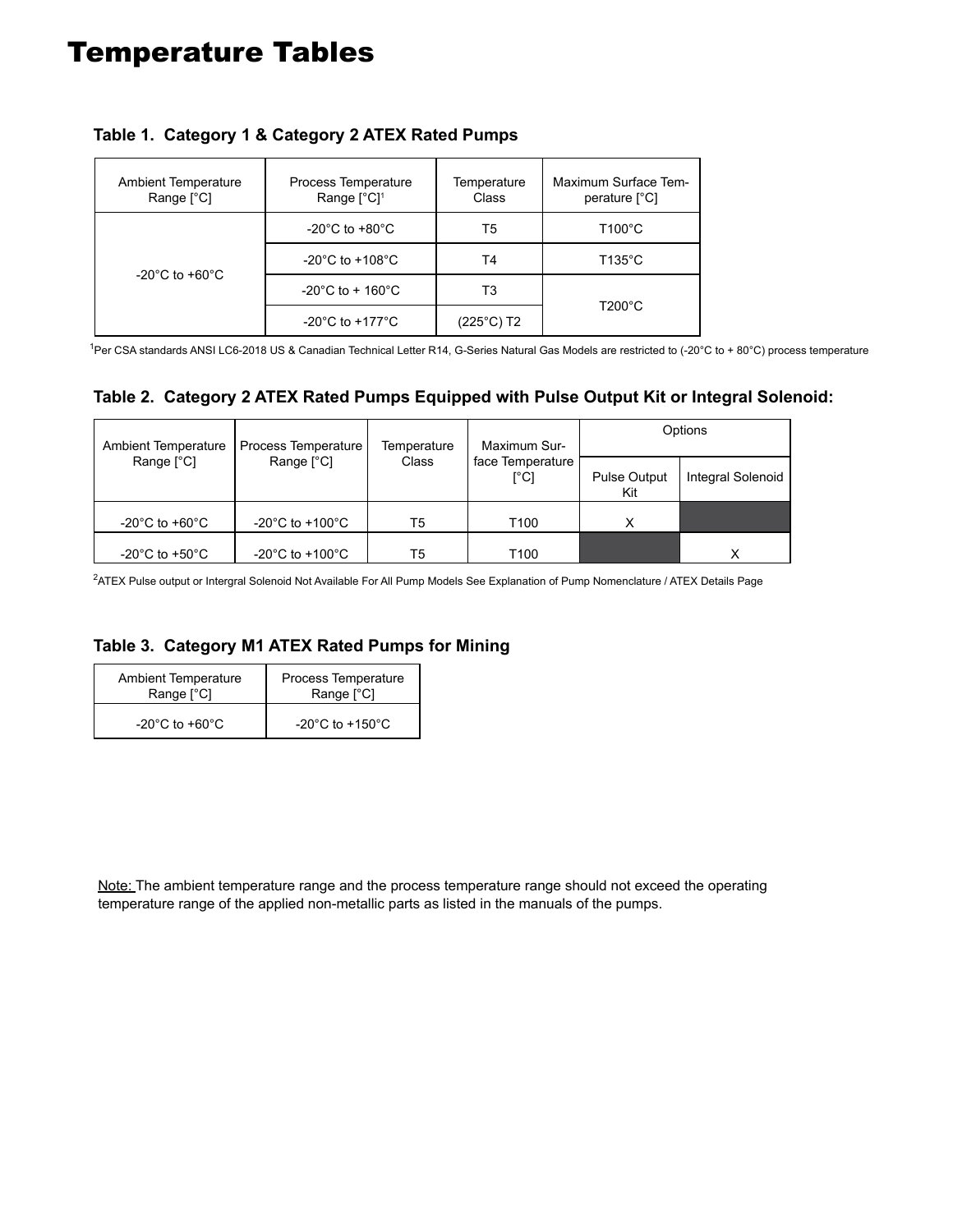# Temperature Tables

### Table 1. Category 1 & Category 2 ATEX Rated Pumps

| Ambient Temperature Range [°C] | Process Temperature Range [°C][1] | Temperature Class | Maximum Surface Temperature [°C] |
|---|---|---|---|
| -20°C to +60°C | -20°C to +80°C | T5 | T100°C |
| | -20°C to +108°C | T4 | T135°C |
| | -20°C to + 160°C | T3 | T200°C |
| | -20°C to +177°C | (225°C) T2 | |

[1]Per CSA standards ANSI LC6-2018 US & Canadian Technical Letter R14, G-Series Natural Gas Models are restricted to (-20°C to + 80°C) process temperature

### Table 2. Category 2 ATEX Rated Pumps Equipped with Pulse Output Kit or Integral Solenoid:

| Ambient Temperature Range [°C] | Process Temperature Range [°C] | Temperature Class | Maximum Surface Temperature [°C] | Options | |
|---|---|---|---|---|---|
| | | | | Pulse Output Kit | Integral Solenoid |
| -20°C to +60°C | -20°C to +100°C | T5 | T100 | X | |
| -20°C to +50°C | -20°C to +100°C | T5 | T100 | | X |

[2]ATEX Pulse output or Intergral Solenoid Not Available For All Pump Models See Explanation of Pump Nomenclature / ATEX Details Page

### Table 3. Category M1 ATEX Rated Pumps for Mining

| Ambient Temperature Range [°C] | Process Temperature Range [°C] |
|---|---|
| -20°C to +60°C | -20°C to +150°C |

Note: The ambient temperature range and the process temperature range should not exceed the operating temperature range of the applied non-metallic parts as listed in the manuals of the pumps.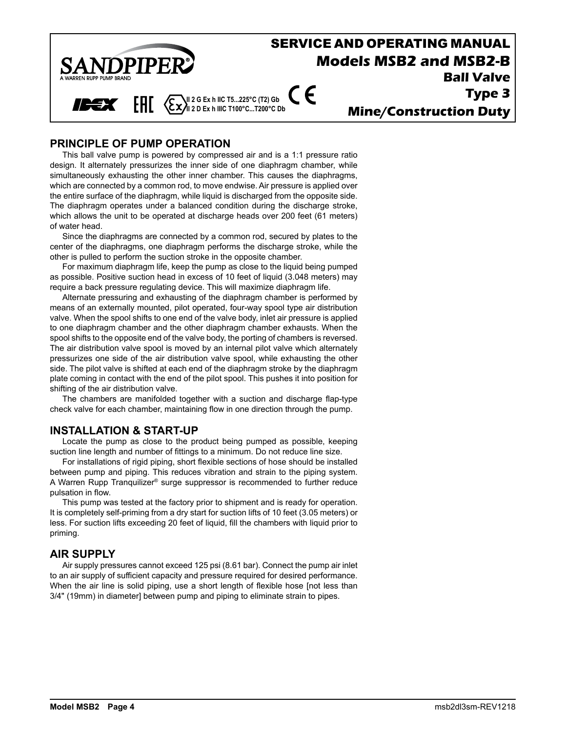# SERVICE AND OPERATING MANUAL

## Models MSB2 and MSB2-B

### Ball Valve

### Type 3

### Mine/Construction Duty

SANDPIPER® A WARREN RUPP PUMP BRAND

II 2 G Ex h IIC T5...225°C (T2) Gb
II 2 D Ex h IIIC T100°C...T200°C Db

## PRINCIPLE OF PUMP OPERATION

This ball valve pump is powered by compressed air and is a 1:1 pressure ratio design. It alternately pressurizes the inner side of one diaphragm chamber, while simultaneously exhausting the other inner chamber. This causes the diaphragms, which are connected by a common rod, to move endwise. Air pressure is applied over the entire surface of the diaphragm, while liquid is discharged from the opposite side. The diaphragm operates under a balanced condition during the discharge stroke, which allows the unit to be operated at discharge heads over 200 feet (61 meters) of water head.

Since the diaphragms are connected by a common rod, secured by plates to the center of the diaphragms, one diaphragm performs the discharge stroke, while the other is pulled to perform the suction stroke in the opposite chamber.

For maximum diaphragm life, keep the pump as close to the liquid being pumped as possible. Positive suction head in excess of 10 feet of liquid (3.048 meters) may require a back pressure regulating device. This will maximize diaphragm life.

Alternate pressuring and exhausting of the diaphragm chamber is performed by means of an externally mounted, pilot operated, four-way spool type air distribution valve. When the spool shifts to one end of the valve body, inlet air pressure is applied to one diaphragm chamber and the other diaphragm chamber exhausts. When the spool shifts to the opposite end of the valve body, the porting of chambers is reversed. The air distribution valve spool is moved by an internal pilot valve which alternately pressurizes one side of the air distribution valve spool, while exhausting the other side. The pilot valve is shifted at each end of the diaphragm stroke by the diaphragm plate coming in contact with the end of the pilot spool. This pushes it into position for shifting of the air distribution valve.

The chambers are manifolded together with a suction and discharge flap-type check valve for each chamber, maintaining flow in one direction through the pump.

## INSTALLATION & START-UP

Locate the pump as close to the product being pumped as possible, keeping suction line length and number of fittings to a minimum. Do not reduce line size.

For installations of rigid piping, short flexible sections of hose should be installed between pump and piping. This reduces vibration and strain to the piping system. A Warren Rupp Tranquilizer® surge suppressor is recommended to further reduce pulsation in flow.

This pump was tested at the factory prior to shipment and is ready for operation. It is completely self-priming from a dry start for suction lifts of 10 feet (3.05 meters) or less. For suction lifts exceeding 20 feet of liquid, fill the chambers with liquid prior to priming.

## AIR SUPPLY

Air supply pressures cannot exceed 125 psi (8.61 bar). Connect the pump air inlet to an air supply of sufficient capacity and pressure required for desired performance. When the air line is solid piping, use a short length of flexible hose [not less than 3/4" (19mm) in diameter] between pump and piping to eliminate strain to pipes.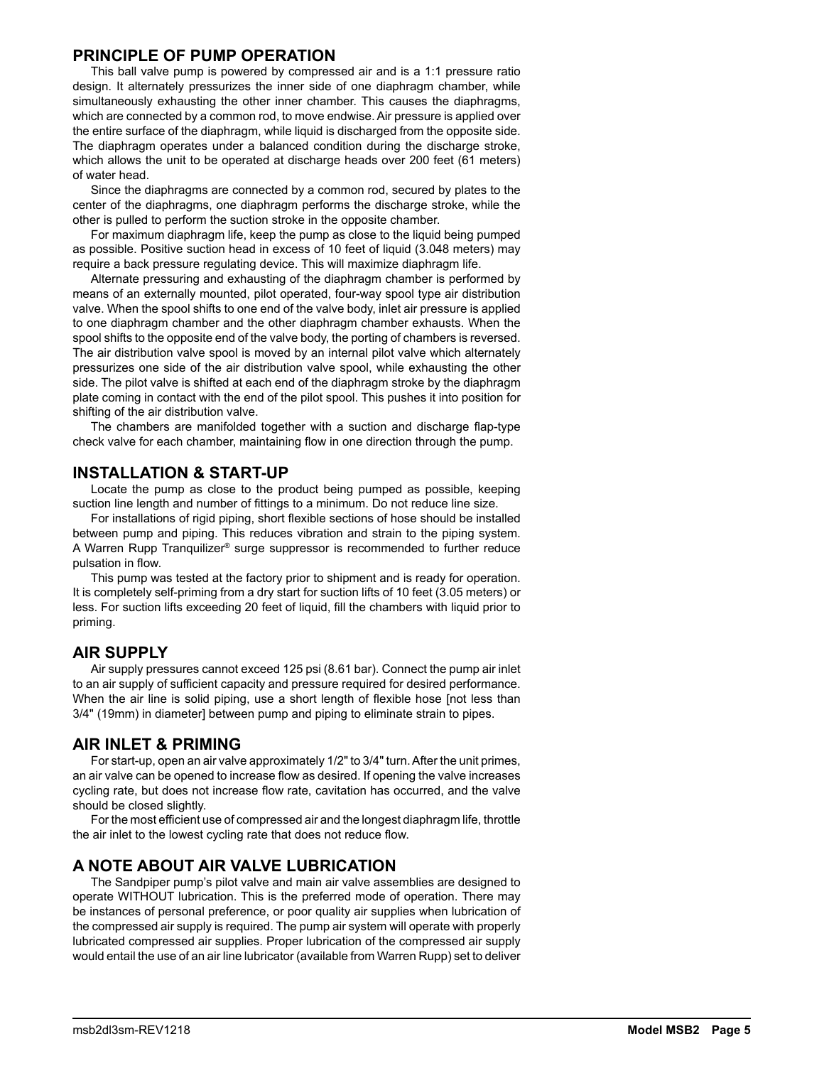## PRINCIPLE OF PUMP OPERATION

This ball valve pump is powered by compressed air and is a 1:1 pressure ratio design. It alternately pressurizes the inner side of one diaphragm chamber, while simultaneously exhausting the other inner chamber. This causes the diaphragms, which are connected by a common rod, to move endwise. Air pressure is applied over the entire surface of the diaphragm, while liquid is discharged from the opposite side. The diaphragm operates under a balanced condition during the discharge stroke, which allows the unit to be operated at discharge heads over 200 feet (61 meters) of water head.

Since the diaphragms are connected by a common rod, secured by plates to the center of the diaphragms, one diaphragm performs the discharge stroke, while the other is pulled to perform the suction stroke in the opposite chamber.

For maximum diaphragm life, keep the pump as close to the liquid being pumped as possible. Positive suction head in excess of 10 feet of liquid (3.048 meters) may require a back pressure regulating device. This will maximize diaphragm life.

Alternate pressuring and exhausting of the diaphragm chamber is performed by means of an externally mounted, pilot operated, four-way spool type air distribution valve. When the spool shifts to one end of the valve body, inlet air pressure is applied to one diaphragm chamber and the other diaphragm chamber exhausts. When the spool shifts to the opposite end of the valve body, the porting of chambers is reversed. The air distribution valve spool is moved by an internal pilot valve which alternately pressurizes one side of the air distribution valve spool, while exhausting the other side. The pilot valve is shifted at each end of the diaphragm stroke by the diaphragm plate coming in contact with the end of the pilot spool. This pushes it into position for shifting of the air distribution valve.

The chambers are manifolded together with a suction and discharge flap-type check valve for each chamber, maintaining flow in one direction through the pump.

## INSTALLATION & START-UP

Locate the pump as close to the product being pumped as possible, keeping suction line length and number of fittings to a minimum. Do not reduce line size.

For installations of rigid piping, short flexible sections of hose should be installed between pump and piping. This reduces vibration and strain to the piping system. A Warren Rupp Tranquilizer® surge suppressor is recommended to further reduce pulsation in flow.

This pump was tested at the factory prior to shipment and is ready for operation. It is completely self-priming from a dry start for suction lifts of 10 feet (3.05 meters) or less. For suction lifts exceeding 20 feet of liquid, fill the chambers with liquid prior to priming.

## AIR SUPPLY

Air supply pressures cannot exceed 125 psi (8.61 bar). Connect the pump air inlet to an air supply of sufficient capacity and pressure required for desired performance. When the air line is solid piping, use a short length of flexible hose [not less than 3/4" (19mm) in diameter] between pump and piping to eliminate strain to pipes.

## AIR INLET & PRIMING

For start-up, open an air valve approximately 1/2" to 3/4" turn. After the unit primes, an air valve can be opened to increase flow as desired. If opening the valve increases cycling rate, but does not increase flow rate, cavitation has occurred, and the valve should be closed slightly.

For the most efficient use of compressed air and the longest diaphragm life, throttle the air inlet to the lowest cycling rate that does not reduce flow.

## A NOTE ABOUT AIR VALVE LUBRICATION

The Sandpiper pump's pilot valve and main air valve assemblies are designed to operate WITHOUT lubrication. This is the preferred mode of operation. There may be instances of personal preference, or poor quality air supplies when lubrication of the compressed air supply is required. The pump air system will operate with properly lubricated compressed air supplies. Proper lubrication of the compressed air supply would entail the use of an air line lubricator (available from Warren Rupp) set to deliver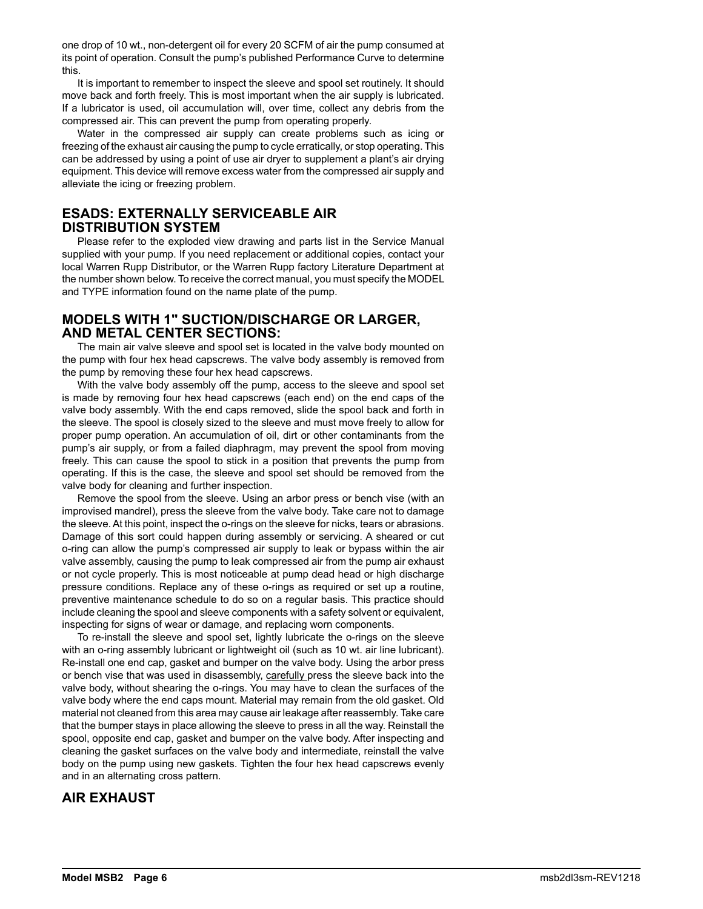one drop of 10 wt., non-detergent oil for every 20 SCFM of air the pump consumed at its point of operation. Consult the pump's published Performance Curve to determine this.

It is important to remember to inspect the sleeve and spool set routinely. It should move back and forth freely. This is most important when the air supply is lubricated. If a lubricator is used, oil accumulation will, over time, collect any debris from the compressed air. This can prevent the pump from operating properly.

Water in the compressed air supply can create problems such as icing or freezing of the exhaust air causing the pump to cycle erratically, or stop operating. This can be addressed by using a point of use air dryer to supplement a plant's air drying equipment. This device will remove excess water from the compressed air supply and alleviate the icing or freezing problem.

## ESADS: EXTERNALLY SERVICEABLE AIR DISTRIBUTION SYSTEM

Please refer to the exploded view drawing and parts list in the Service Manual supplied with your pump. If you need replacement or additional copies, contact your local Warren Rupp Distributor, or the Warren Rupp factory Literature Department at the number shown below. To receive the correct manual, you must specify the MODEL and TYPE information found on the name plate of the pump.

## MODELS WITH 1" SUCTION/DISCHARGE OR LARGER, AND METAL CENTER SECTIONS:

The main air valve sleeve and spool set is located in the valve body mounted on the pump with four hex head capscrews. The valve body assembly is removed from the pump by removing these four hex head capscrews.

With the valve body assembly off the pump, access to the sleeve and spool set is made by removing four hex head capscrews (each end) on the end caps of the valve body assembly. With the end caps removed, slide the spool back and forth in the sleeve. The spool is closely sized to the sleeve and must move freely to allow for proper pump operation. An accumulation of oil, dirt or other contaminants from the pump's air supply, or from a failed diaphragm, may prevent the spool from moving freely. This can cause the spool to stick in a position that prevents the pump from operating. If this is the case, the sleeve and spool set should be removed from the valve body for cleaning and further inspection.

Remove the spool from the sleeve. Using an arbor press or bench vise (with an improvised mandrel), press the sleeve from the valve body. Take care not to damage the sleeve. At this point, inspect the o-rings on the sleeve for nicks, tears or abrasions. Damage of this sort could happen during assembly or servicing. A sheared or cut o-ring can allow the pump's compressed air supply to leak or bypass within the air valve assembly, causing the pump to leak compressed air from the pump air exhaust or not cycle properly. This is most noticeable at pump dead head or high discharge pressure conditions. Replace any of these o-rings as required or set up a routine, preventive maintenance schedule to do so on a regular basis. This practice should include cleaning the spool and sleeve components with a safety solvent or equivalent, inspecting for signs of wear or damage, and replacing worn components.

To re-install the sleeve and spool set, lightly lubricate the o-rings on the sleeve with an o-ring assembly lubricant or lightweight oil (such as 10 wt. air line lubricant). Re-install one end cap, gasket and bumper on the valve body. Using the arbor press or bench vise that was used in disassembly, carefully press the sleeve back into the valve body, without shearing the o-rings. You may have to clean the surfaces of the valve body where the end caps mount. Material may remain from the old gasket. Old material not cleaned from this area may cause air leakage after reassembly. Take care that the bumper stays in place allowing the sleeve to press in all the way. Reinstall the spool, opposite end cap, gasket and bumper on the valve body. After inspecting and cleaning the gasket surfaces on the valve body and intermediate, reinstall the valve body on the pump using new gaskets. Tighten the four hex head capscrews evenly and in an alternating cross pattern.

## AIR EXHAUST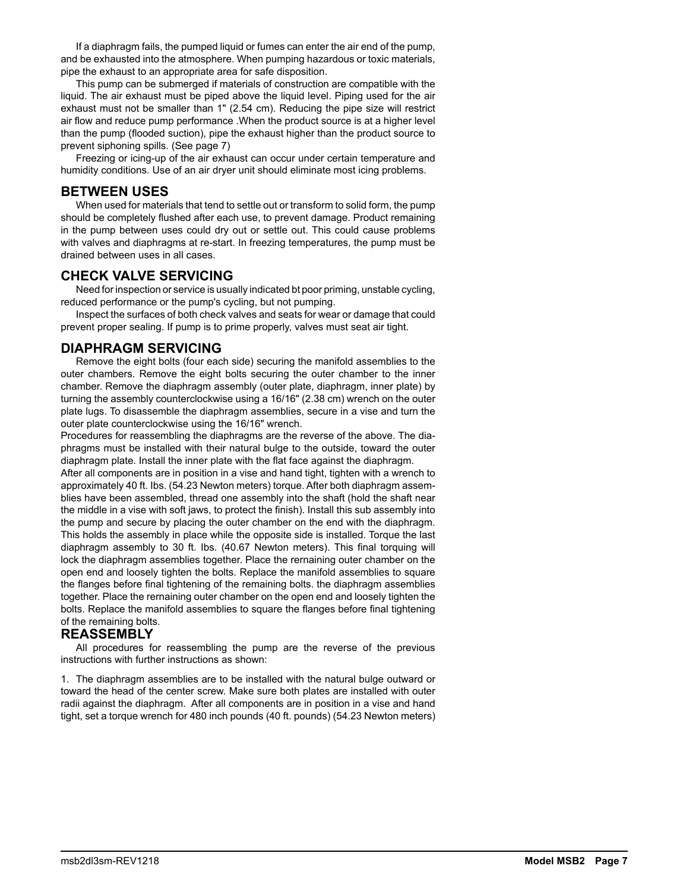If a diaphragm fails, the pumped liquid or fumes can enter the air end of the pump, and be exhausted into the atmosphere. When pumping hazardous or toxic materials, pipe the exhaust to an appropriate area for safe disposition.

This pump can be submerged if materials of construction are compatible with the liquid. The air exhaust must be piped above the liquid level. Piping used for the air exhaust must not be smaller than 1" (2.54 cm). Reducing the pipe size will restrict air flow and reduce pump performance .When the product source is at a higher level than the pump (flooded suction), pipe the exhaust higher than the product source to prevent siphoning spills. (See page 7)

Freezing or icing-up of the air exhaust can occur under certain temperature and humidity conditions. Use of an air dryer unit should eliminate most icing problems.

## BETWEEN USES

When used for materials that tend to settle out or transform to solid form, the pump should be completely flushed after each use, to prevent damage. Product remaining in the pump between uses could dry out or settle out. This could cause problems with valves and diaphragms at re-start. In freezing temperatures, the pump must be drained between uses in all cases.

## CHECK VALVE SERVICING

Need for inspection or service is usually indicated bt poor priming, unstable cycling, reduced performance or the pump's cycling, but not pumping.

Inspect the surfaces of both check valves and seats for wear or damage that could prevent proper sealing. If pump is to prime properly, valves must seat air tight.

## DIAPHRAGM SERVICING

Remove the eight bolts (four each side) securing the manifold assemblies to the outer chambers. Remove the eight bolts securing the outer chamber to the inner chamber. Remove the diaphragm assembly (outer plate, diaphragm, inner plate) by turning the assembly counterclockwise using a 16/16" (2.38 cm) wrench on the outer plate lugs. To disassemble the diaphragm assemblies, secure in a vise and turn the outer plate counterclockwise using the 16/16" wrench.

Procedures for reassembling the diaphragms are the reverse of the above. The diaphragms must be installed with their natural bulge to the outside, toward the outer diaphragm plate. Install the inner plate with the flat face against the diaphragm.

After all components are in position in a vise and hand tight, tighten with a wrench to approximately 40 ft. lbs. (54.23 Newton meters) torque. After both diaphragm assemblies have been assembled, thread one assembly into the shaft (hold the shaft near the middle in a vise with soft jaws, to protect the finish). Install this sub assembly into the pump and secure by placing the outer chamber on the end with the diaphragm. This holds the assembly in place while the opposite side is installed. Torque the last diaphragm assembly to 30 ft. lbs. (40.67 Newton meters). This final torquing will lock the diaphragm assemblies together. Place the rernaining outer chamber on the open end and loosely tighten the bolts. Replace the manifold assemblies to square the flanges before final tightening of the remaining bolts. the diaphragm assemblies together. Place the rernaining outer chamber on the open end and loosely tighten the bolts. Replace the manifold assemblies to square the flanges before final tightening of the remaining bolts.

## REASSEMBLY

All procedures for reassembling the pump are the reverse of the previous instructions with further instructions as shown:

1. The diaphragm assemblies are to be installed with the natural bulge outward or toward the head of the center screw. Make sure both plates are installed with outer radii against the diaphragm. After all components are in position in a vise and hand tight, set a torque wrench for 480 inch pounds (40 ft. pounds) (54.23 Newton meters)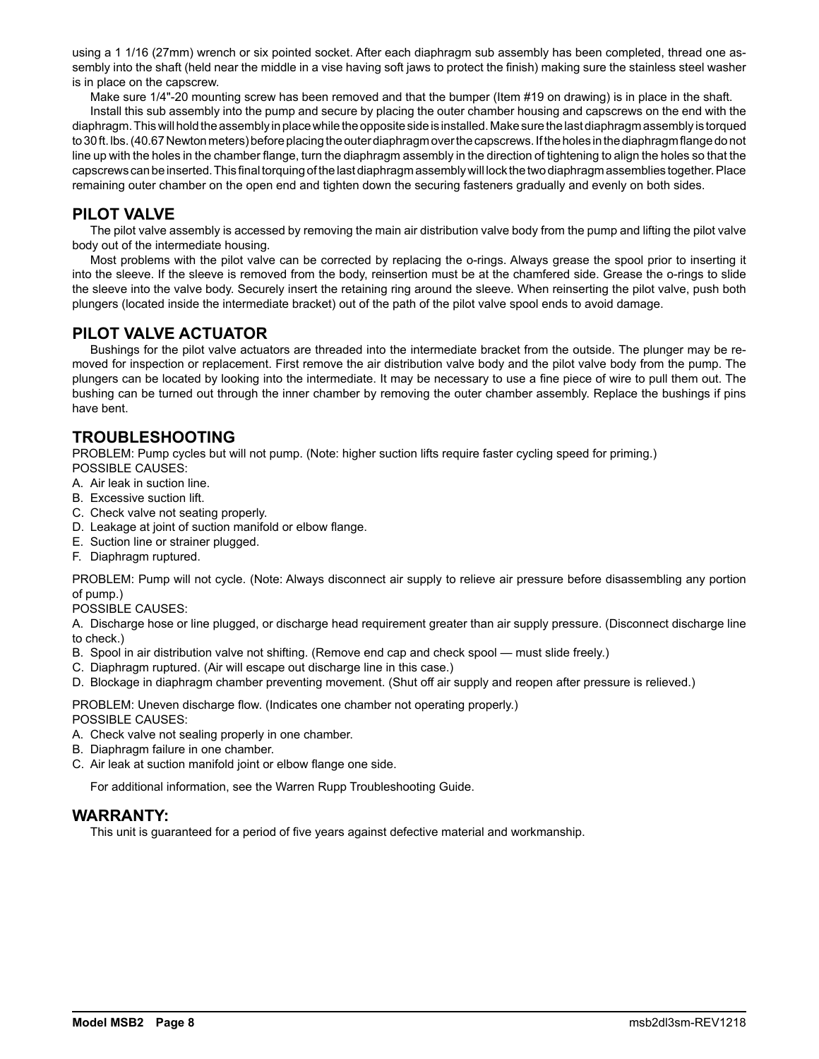using a 1 1/16 (27mm) wrench or six pointed socket. After each diaphragm sub assembly has been completed, thread one assembly into the shaft (held near the middle in a vise having soft jaws to protect the finish) making sure the stainless steel washer is in place on the capscrew.

Make sure 1/4"-20 mounting screw has been removed and that the bumper (Item #19 on drawing) is in place in the shaft.

Install this sub assembly into the pump and secure by placing the outer chamber housing and capscrews on the end with the diaphragm. This will hold the assembly in place while the opposite side is installed. Make sure the last diaphragm assembly is torqued to 30 ft. lbs. (40.67 Newton meters) before placing the outer diaphragm over the capscrews. If the holes in the diaphragm flange do not line up with the holes in the chamber flange, turn the diaphragm assembly in the direction of tightening to align the holes so that the capscrews can be inserted. This final torquing of the last diaphragm assembly will lock the two diaphragm assemblies together. Place remaining outer chamber on the open end and tighten down the securing fasteners gradually and evenly on both sides.

## PILOT VALVE

The pilot valve assembly is accessed by removing the main air distribution valve body from the pump and lifting the pilot valve body out of the intermediate housing.

Most problems with the pilot valve can be corrected by replacing the o-rings. Always grease the spool prior to inserting it into the sleeve. If the sleeve is removed from the body, reinsertion must be at the chamfered side. Grease the o-rings to slide the sleeve into the valve body. Securely insert the retaining ring around the sleeve. When reinserting the pilot valve, push both plungers (located inside the intermediate bracket) out of the path of the pilot valve spool ends to avoid damage.

## PILOT VALVE ACTUATOR

Bushings for the pilot valve actuators are threaded into the intermediate bracket from the outside. The plunger may be removed for inspection or replacement. First remove the air distribution valve body and the pilot valve body from the pump. The plungers can be located by looking into the intermediate. It may be necessary to use a fine piece of wire to pull them out. The bushing can be turned out through the inner chamber by removing the outer chamber assembly. Replace the bushings if pins have bent.

## TROUBLESHOOTING

PROBLEM: Pump cycles but will not pump. (Note: higher suction lifts require faster cycling speed for priming.)
POSSIBLE CAUSES:

A. Air leak in suction line.
B. Excessive suction lift.
C. Check valve not seating properly.
D. Leakage at joint of suction manifold or elbow flange.
E. Suction line or strainer plugged.
F. Diaphragm ruptured.

PROBLEM: Pump will not cycle. (Note: Always disconnect air supply to relieve air pressure before disassembling any portion of pump.)
POSSIBLE CAUSES:

A. Discharge hose or line plugged, or discharge head requirement greater than air supply pressure. (Disconnect discharge line to check.)
B. Spool in air distribution valve not shifting. (Remove end cap and check spool — must slide freely.)
C. Diaphragm ruptured. (Air will escape out discharge line in this case.)
D. Blockage in diaphragm chamber preventing movement. (Shut off air supply and reopen after pressure is relieved.)

PROBLEM: Uneven discharge flow. (Indicates one chamber not operating properly.)
POSSIBLE CAUSES:

A. Check valve not sealing properly in one chamber.
B. Diaphragm failure in one chamber.
C. Air leak at suction manifold joint or elbow flange one side.

For additional information, see the Warren Rupp Troubleshooting Guide.

## WARRANTY:

This unit is guaranteed for a period of five years against defective material and workmanship.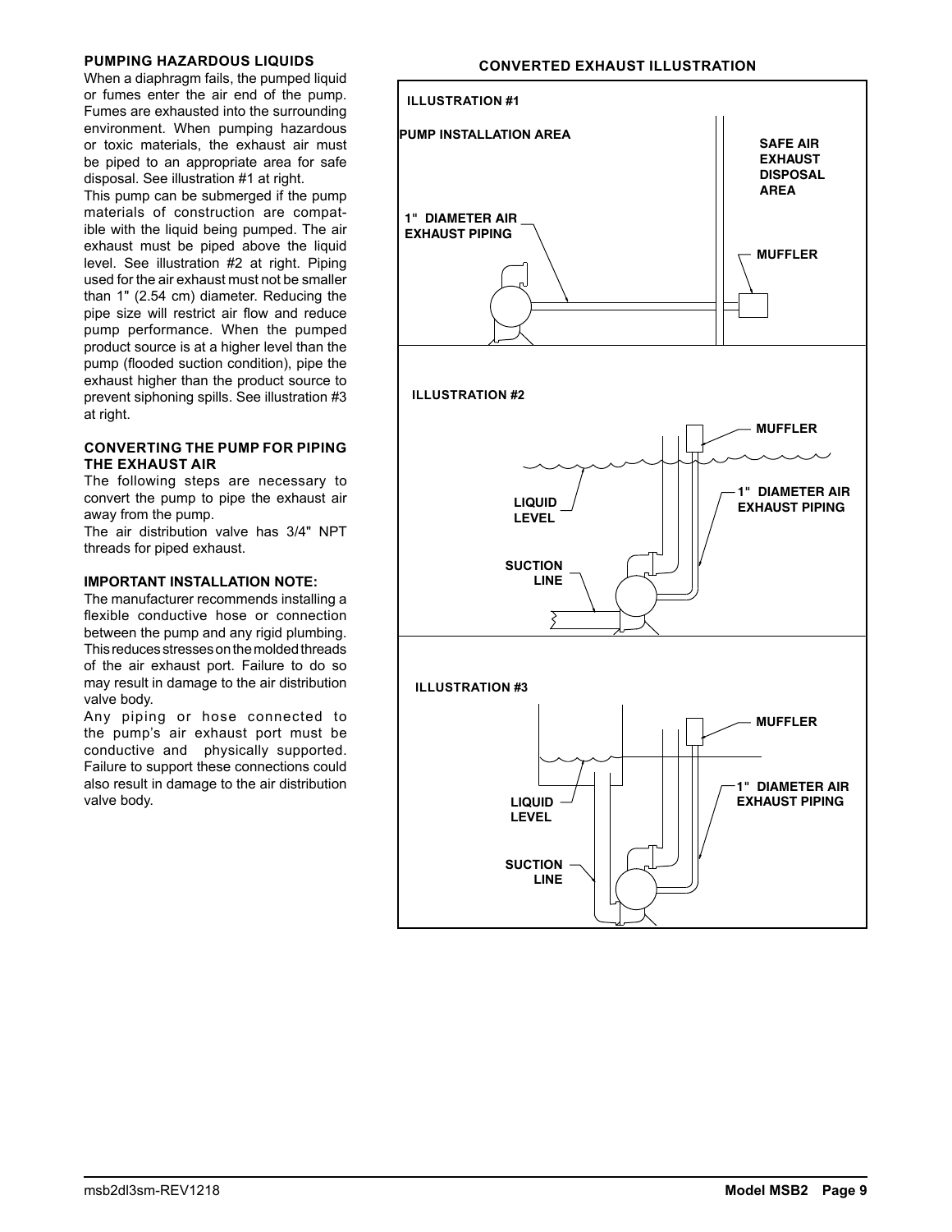## PUMPING HAZARDOUS LIQUIDS

When a diaphragm fails, the pumped liquid or fumes enter the air end of the pump. Fumes are exhausted into the surrounding environment. When pumping hazardous or toxic materials, the exhaust air must be piped to an appropriate area for safe disposal. See illustration #1 at right.

This pump can be submerged if the pump materials of construction are compatible with the liquid being pumped. The air exhaust must be piped above the liquid level. See illustration #2 at right. Piping used for the air exhaust must not be smaller than 1" (2.54 cm) diameter. Reducing the pipe size will restrict air flow and reduce pump performance. When the pumped product source is at a higher level than the pump (flooded suction condition), pipe the exhaust higher than the product source to prevent siphoning spills. See illustration #3 at right.

## CONVERTING THE PUMP FOR PIPING THE EXHAUST AIR

The following steps are necessary to convert the pump to pipe the exhaust air away from the pump.

The air distribution valve has 3/4" NPT threads for piped exhaust.

### IMPORTANT INSTALLATION NOTE:

The manufacturer recommends installing a flexible conductive hose or connection between the pump and any rigid plumbing. This reduces stresses on the molded threads of the air exhaust port. Failure to do so may result in damage to the air distribution valve body.

Any piping or hose connected to the pump's air exhaust port must be conductive and physically supported. Failure to support these connections could also result in damage to the air distribution valve body.

## CONVERTED EXHAUST ILLUSTRATION

**ILLUSTRATION #1**

PUMP INSTALLATION AREA

SAFE AIR EXHAUST DISPOSAL AREA

1" DIAMETER AIR EXHAUST PIPING

MUFFLER

**ILLUSTRATION #2**

MUFFLER

LIQUID LEVEL

1" DIAMETER AIR EXHAUST PIPING

SUCTION LINE

**ILLUSTRATION #3**

MUFFLER

LIQUID LEVEL

1" DIAMETER AIR EXHAUST PIPING

SUCTION LINE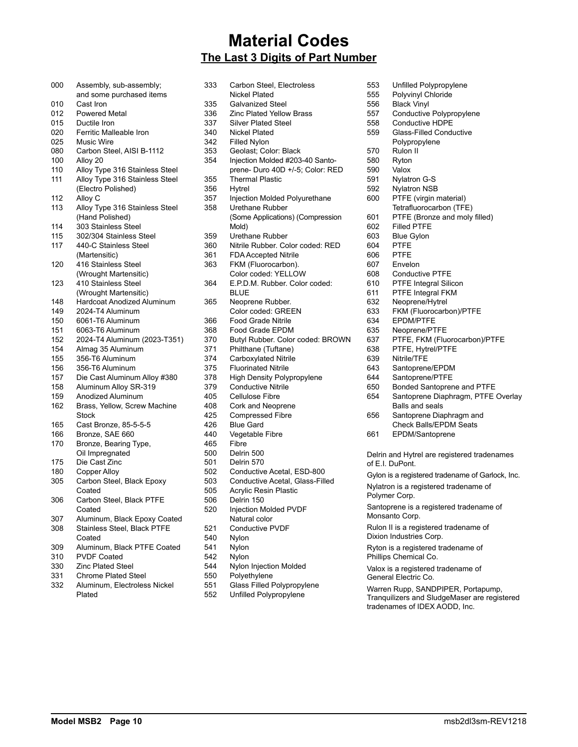# Material Codes

## The Last 3 Digits of Part Number

| Code | Material |
|---|---|
| 000 | Assembly, sub-assembly; and some purchased items |
| 010 | Cast Iron |
| 012 | Powered Metal |
| 015 | Ductile Iron |
| 020 | Ferritic Malleable Iron |
| 025 | Music Wire |
| 080 | Carbon Steel, AISI B-1112 |
| 100 | Alloy 20 |
| 110 | Alloy Type 316 Stainless Steel |
| 111 | Alloy Type 316 Stainless Steel (Electro Polished) |
| 112 | Alloy C |
| 113 | Alloy Type 316 Stainless Steel (Hand Polished) |
| 114 | 303 Stainless Steel |
| 115 | 302/304 Stainless Steel |
| 117 | 440-C Stainless Steel (Martensitic) |
| 120 | 416 Stainless Steel (Wrought Martensitic) |
| 123 | 410 Stainless Steel (Wrought Martensitic) |
| 148 | Hardcoat Anodized Aluminum |
| 149 | 2024-T4 Aluminum |
| 150 | 6061-T6 Aluminum |
| 151 | 6063-T6 Aluminum |
| 152 | 2024-T4 Aluminum (2023-T351) |
| 154 | Almag 35 Aluminum |
| 155 | 356-T6 Aluminum |
| 156 | 356-T6 Aluminum |
| 157 | Die Cast Aluminum Alloy #380 |
| 158 | Aluminum Alloy SR-319 |
| 159 | Anodized Aluminum |
| 162 | Brass, Yellow, Screw Machine Stock |
| 165 | Cast Bronze, 85-5-5-5 |
| 166 | Bronze, SAE 660 |
| 170 | Bronze, Bearing Type, Oil Impregnated |
| 175 | Die Cast Zinc |
| 180 | Copper Alloy |
| 305 | Carbon Steel, Black Epoxy Coated |
| 306 | Carbon Steel, Black PTFE Coated |
| 307 | Aluminum, Black Epoxy Coated |
| 308 | Stainless Steel, Black PTFE Coated |
| 309 | Aluminum, Black PTFE Coated |
| 310 | PVDF Coated |
| 330 | Zinc Plated Steel |
| 331 | Chrome Plated Steel |
| 332 | Aluminum, Electroless Nickel Plated |
| 333 | Carbon Steel, Electroless Nickel Plated |
| 335 | Galvanized Steel |
| 336 | Zinc Plated Yellow Brass |
| 337 | Silver Plated Steel |
| 340 | Nickel Plated |
| 342 | Filled Nylon |
| 353 | Geolast; Color: Black |
| 354 | Injection Molded #203-40 Santoprene- Duro 40D +/-5; Color: RED |
| 355 | Thermal Plastic |
| 356 | Hytrel |
| 357 | Injection Molded Polyurethane |
| 358 | Urethane Rubber (Some Applications) (Compression Mold) |
| 359 | Urethane Rubber |
| 360 | Nitrile Rubber. Color coded: RED |
| 361 | FDA Accepted Nitrile |
| 363 | FKM (Fluorocarbon). Color coded: YELLOW |
| 364 | E.P.D.M. Rubber. Color coded: BLUE |
| 365 | Neoprene Rubber. Color coded: GREEN |
| 366 | Food Grade Nitrile |
| 368 | Food Grade EPDM |
| 370 | Butyl Rubber. Color coded: BROWN |
| 371 | Philthane (Tuftane) |
| 374 | Carboxylated Nitrile |
| 375 | Fluorinated Nitrile |
| 378 | High Density Polypropylene |
| 379 | Conductive Nitrile |
| 405 | Cellulose Fibre |
| 408 | Cork and Neoprene |
| 425 | Compressed Fibre |
| 426 | Blue Gard |
| 440 | Vegetable Fibre |
| 465 | Fibre |
| 500 | Delrin 500 |
| 501 | Delrin 570 |
| 502 | Conductive Acetal, ESD-800 |
| 503 | Conductive Acetal, Glass-Filled |
| 505 | Acrylic Resin Plastic |
| 506 | Delrin 150 |
| 520 | Injection Molded PVDF Natural color |
| 521 | Conductive PVDF |
| 540 | Nylon |
| 541 | Nylon |
| 542 | Nylon |
| 544 | Nylon Injection Molded |
| 550 | Polyethylene |
| 551 | Glass Filled Polypropylene |
| 552 | Unfilled Polypropylene |
| 553 | Unfilled Polypropylene |
| 555 | Polyvinyl Chloride |
| 556 | Black Vinyl |
| 557 | Conductive Polypropylene |
| 558 | Conductive HDPE |
| 559 | Glass-Filled Conductive Polypropylene |
| 570 | Rulon II |
| 580 | Ryton |
| 590 | Valox |
| 591 | Nylatron G-S |
| 592 | Nylatron NSB |
| 600 | PTFE (virgin material) Tetrafluorocarbon (TFE) |
| 601 | PTFE (Bronze and moly filled) |
| 602 | Filled PTFE |
| 603 | Blue Gylon |
| 604 | PTFE |
| 606 | PTFE |
| 607 | Envelon |
| 608 | Conductive PTFE |
| 610 | PTFE Integral Silicon |
| 611 | PTFE Integral FKM |
| 632 | Neoprene/Hytrel |
| 633 | FKM (Fluorocarbon)/PTFE |
| 634 | EPDM/PTFE |
| 635 | Neoprene/PTFE |
| 637 | PTFE, FKM (Fluorocarbon)/PTFE |
| 638 | PTFE, Hytrel/PTFE |
| 639 | Nitrile/TFE |
| 643 | Santoprene/EPDM |
| 644 | Santoprene/PTFE |
| 650 | Bonded Santoprene and PTFE |
| 654 | Santoprene Diaphragm, PTFE Overlay Balls and seals |
| 656 | Santoprene Diaphragm and Check Balls/EPDM Seats |
| 661 | EPDM/Santoprene |

Delrin and Hytrel are registered tradenames of E.I. DuPont.

Gylon is a registered tradename of Garlock, Inc.

Nylatron is a registered tradename of Polymer Corp.

Santoprene is a registered tradename of Monsanto Corp.

Rulon II is a registered tradename of Dixion Industries Corp.

Ryton is a registered tradename of Phillips Chemical Co.

Valox is a registered tradename of General Electric Co.

Warren Rupp, SANDPIPER, Portapump, Tranquilizers and SludgeMaser are registered tradenames of IDEX AODD, Inc.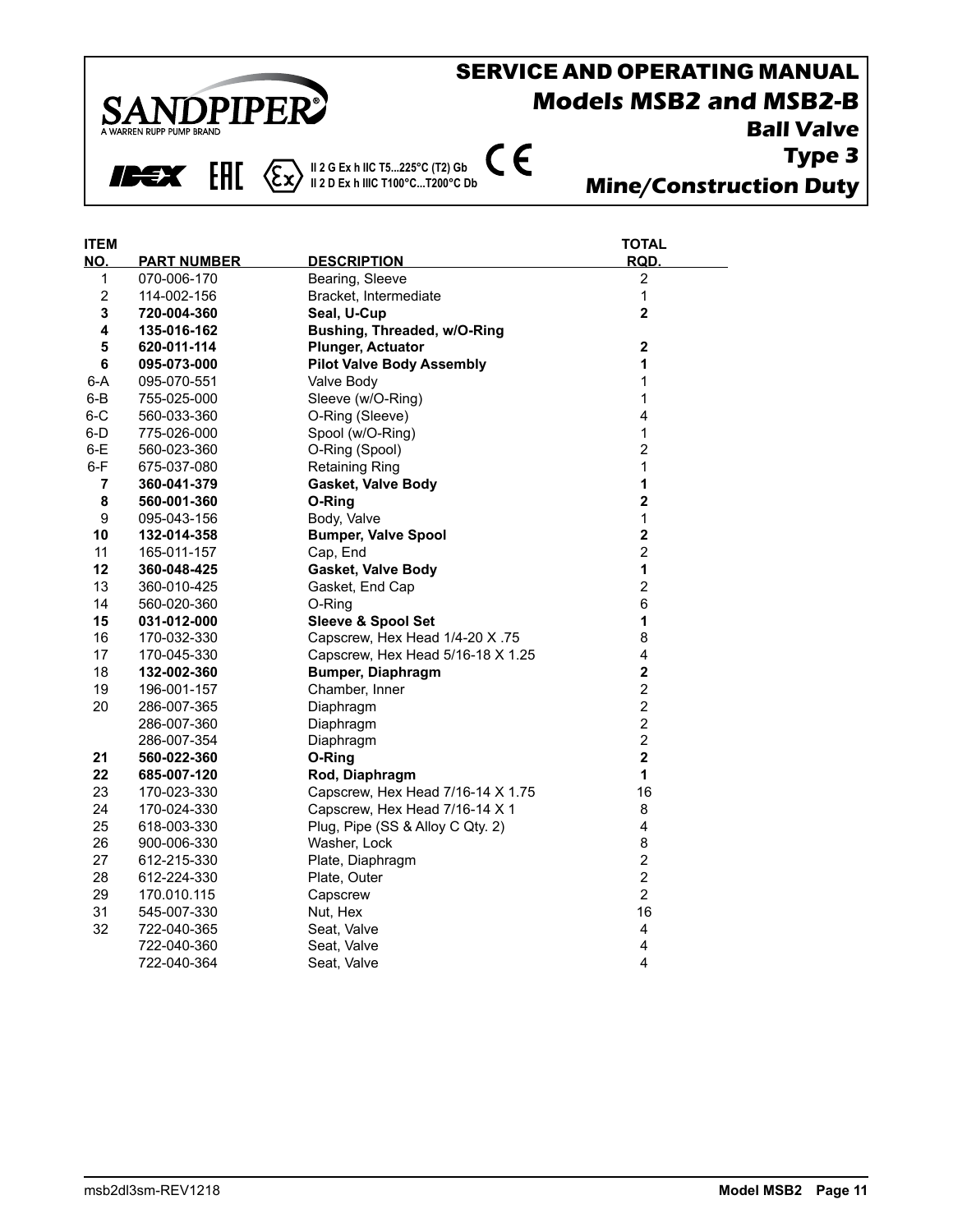# SERVICE AND OPERATING MANUAL
## Models MSB2 and MSB2-B
### Ball Valve
### Type 3
### Mine/Construction Duty

SANDPIPER® A WARREN RUPP PUMP BRAND

IDEX EAC II 2 G Ex h IIC T5...225°C (T2) Gb II 2 D Ex h IIIC T100°C...T200°C Db CE

| ITEM NO. | PART NUMBER | DESCRIPTION | TOTAL RQD. |
|---|---|---|---|
| 1 | 070-006-170 | Bearing, Sleeve | 2 |
| 2 | 114-002-156 | Bracket, Intermediate | 1 |
| **3** | **720-004-360** | **Seal, U-Cup** | **2** |
| **4** | **135-016-162** | **Bushing, Threaded, w/O-Ring** | |
| **5** | **620-011-114** | **Plunger, Actuator** | **2** |
| **6** | **095-073-000** | **Pilot Valve Body Assembly** | **1** |
| 6-A | 095-070-551 | Valve Body | 1 |
| 6-B | 755-025-000 | Sleeve (w/O-Ring) | 1 |
| 6-C | 560-033-360 | O-Ring (Sleeve) | 4 |
| 6-D | 775-026-000 | Spool (w/O-Ring) | 1 |
| 6-E | 560-023-360 | O-Ring (Spool) | 2 |
| 6-F | 675-037-080 | Retaining Ring | 1 |
| **7** | **360-041-379** | **Gasket, Valve Body** | **1** |
| **8** | **560-001-360** | **O-Ring** | **2** |
| 9 | 095-043-156 | Body, Valve | 1 |
| **10** | **132-014-358** | **Bumper, Valve Spool** | **2** |
| 11 | 165-011-157 | Cap, End | 2 |
| **12** | **360-048-425** | **Gasket, Valve Body** | **1** |
| 13 | 360-010-425 | Gasket, End Cap | 2 |
| 14 | 560-020-360 | O-Ring | 6 |
| **15** | **031-012-000** | **Sleeve & Spool Set** | **1** |
| 16 | 170-032-330 | Capscrew, Hex Head 1/4-20 X .75 | 8 |
| 17 | 170-045-330 | Capscrew, Hex Head 5/16-18 X 1.25 | 4 |
| **18** | **132-002-360** | **Bumper, Diaphragm** | **2** |
| 19 | 196-001-157 | Chamber, Inner | 2 |
| 20 | 286-007-365 | Diaphragm | 2 |
| | 286-007-360 | Diaphragm | 2 |
| | 286-007-354 | Diaphragm | 2 |
| **21** | **560-022-360** | **O-Ring** | **2** |
| **22** | **685-007-120** | **Rod, Diaphragm** | **1** |
| 23 | 170-023-330 | Capscrew, Hex Head 7/16-14 X 1.75 | 16 |
| 24 | 170-024-330 | Capscrew, Hex Head 7/16-14 X 1 | 8 |
| 25 | 618-003-330 | Plug, Pipe (SS & Alloy C Qty. 2) | 4 |
| 26 | 900-006-330 | Washer, Lock | 8 |
| 27 | 612-215-330 | Plate, Diaphragm | 2 |
| 28 | 612-224-330 | Plate, Outer | 2 |
| 29 | 170.010.115 | Capscrew | 2 |
| 31 | 545-007-330 | Nut, Hex | 16 |
| 32 | 722-040-365 | Seat, Valve | 4 |
| | 722-040-360 | Seat, Valve | 4 |
| | 722-040-364 | Seat, Valve | 4 |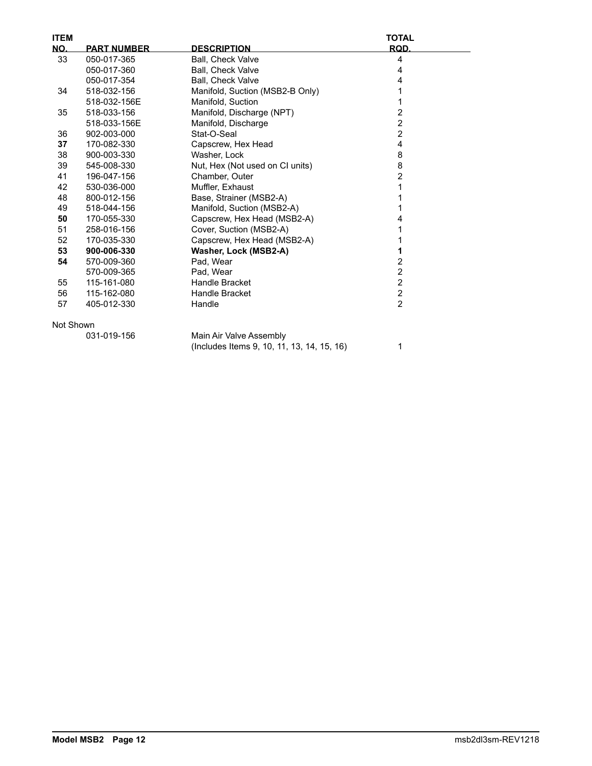| ITEM NO. | PART NUMBER | DESCRIPTION | TOTAL RQD. |
|---|---|---|---|
| 33 | 050-017-365 | Ball, Check Valve | 4 |
| | 050-017-360 | Ball, Check Valve | 4 |
| | 050-017-354 | Ball, Check Valve | 4 |
| 34 | 518-032-156 | Manifold, Suction (MSB2-B Only) | 1 |
| | 518-032-156E | Manifold, Suction | 1 |
| 35 | 518-033-156 | Manifold, Discharge (NPT) | 2 |
| | 518-033-156E | Manifold, Discharge | 2 |
| 36 | 902-003-000 | Stat-O-Seal | 2 |
| **37** | 170-082-330 | Capscrew, Hex Head | 4 |
| 38 | 900-003-330 | Washer, Lock | 8 |
| 39 | 545-008-330 | Nut, Hex (Not used on CI units) | 8 |
| 41 | 196-047-156 | Chamber, Outer | 2 |
| 42 | 530-036-000 | Muffler, Exhaust | 1 |
| 48 | 800-012-156 | Base, Strainer (MSB2-A) | 1 |
| 49 | 518-044-156 | Manifold, Suction (MSB2-A) | 1 |
| **50** | 170-055-330 | Capscrew, Hex Head (MSB2-A) | 4 |
| 51 | 258-016-156 | Cover, Suction (MSB2-A) | 1 |
| 52 | 170-035-330 | Capscrew, Hex Head (MSB2-A) | 1 |
| **53** | **900-006-330** | **Washer, Lock (MSB2-A)** | **1** |
| **54** | 570-009-360 | Pad, Wear | 2 |
| | 570-009-365 | Pad, Wear | 2 |
| 55 | 115-161-080 | Handle Bracket | 2 |
| 56 | 115-162-080 | Handle Bracket | 2 |
| 57 | 405-012-330 | Handle | 2 |
| Not Shown | | | |
| | 031-019-156 | Main Air Valve Assembly (Includes Items 9, 10, 11, 13, 14, 15, 16) | 1 |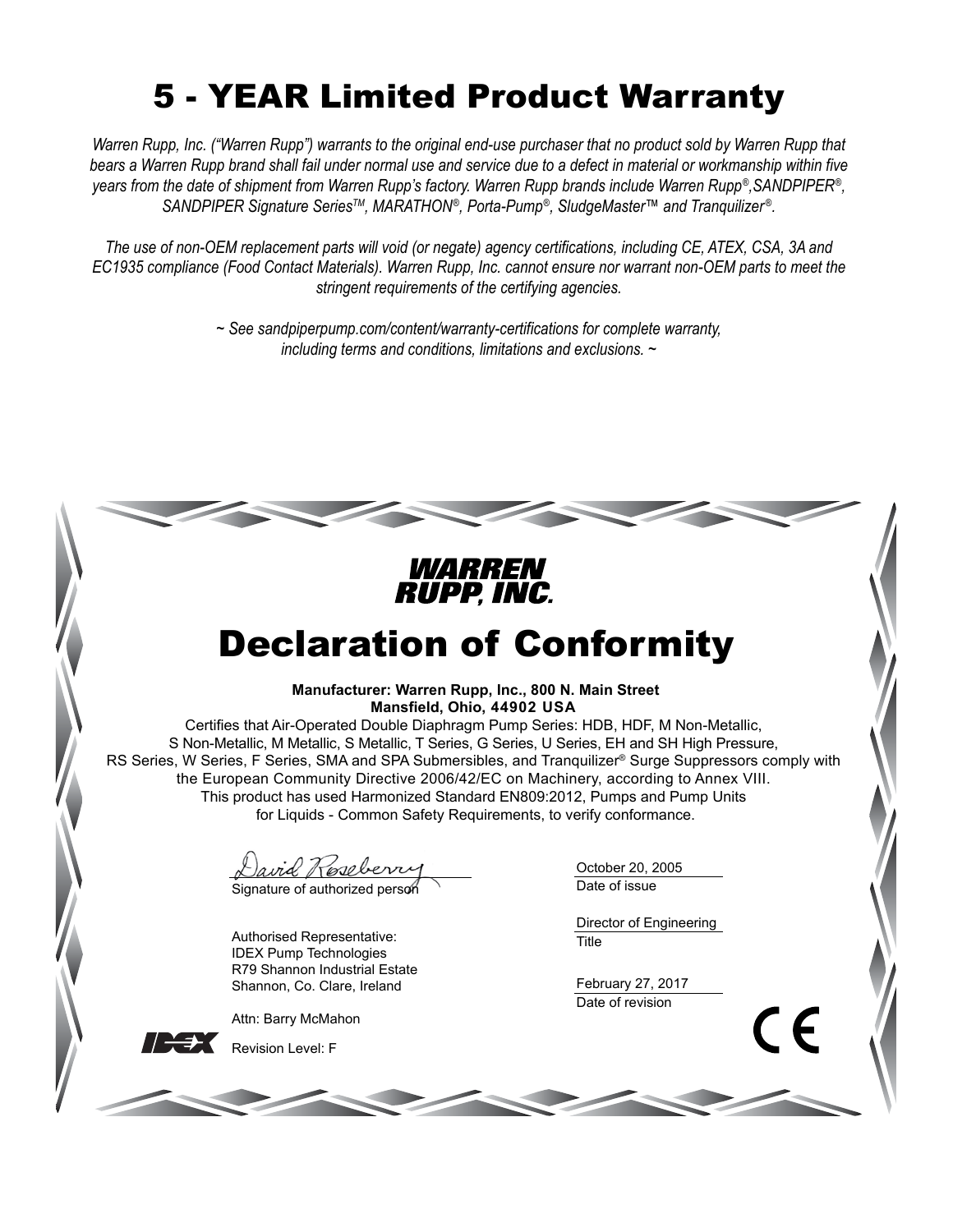# 5 - YEAR Limited Product Warranty

*Warren Rupp, Inc. ("Warren Rupp") warrants to the original end-use purchaser that no product sold by Warren Rupp that bears a Warren Rupp brand shall fail under normal use and service due to a defect in material or workmanship within five years from the date of shipment from Warren Rupp's factory. Warren Rupp brands include Warren Rupp®, SANDPIPER®, SANDPIPER Signature Series™, MARATHON®, Porta-Pump®, SludgeMaster™ and Tranquilizer®.*

*The use of non-OEM replacement parts will void (or negate) agency certifications, including CE, ATEX, CSA, 3A and EC1935 compliance (Food Contact Materials). Warren Rupp, Inc. cannot ensure nor warrant non-OEM parts to meet the stringent requirements of the certifying agencies.*

*~ See sandpiperpump.com/content/warranty-certifications for complete warranty, including terms and conditions, limitations and exclusions. ~*

WARREN RUPP, INC.

# Declaration of Conformity

**Manufacturer: Warren Rupp, Inc., 800 N. Main Street Mansfield, Ohio, 44902 USA**

Certifies that Air-Operated Double Diaphragm Pump Series: HDB, HDF, M Non-Metallic, S Non-Metallic, M Metallic, S Metallic, T Series, G Series, U Series, EH and SH High Pressure, RS Series, W Series, F Series, SMA and SPA Submersibles, and Tranquilizer® Surge Suppressors comply with the European Community Directive 2006/42/EC on Machinery, according to Annex VIII. This product has used Harmonized Standard EN809:2012, Pumps and Pump Units for Liquids - Common Safety Requirements, to verify conformance.

David Roseberry
Signature of authorized person

October 20, 2005
Date of issue

Director of Engineering
Title

Authorised Representative:
IDEX Pump Technologies
R79 Shannon Industrial Estate
Shannon, Co. Clare, Ireland

February 27, 2017
Date of revision

Attn: Barry McMahon

IDEX

Revision Level: F

CE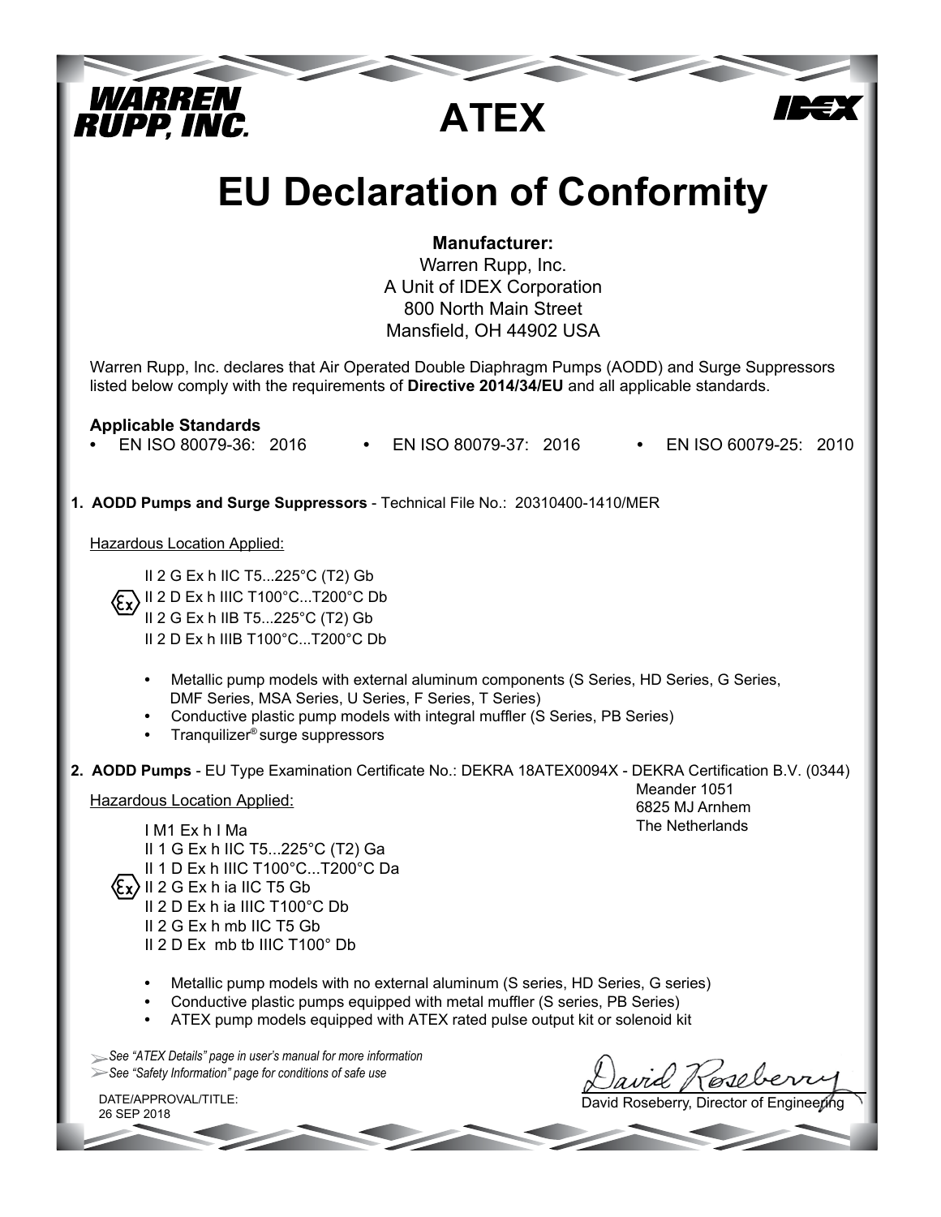WARREN RUPP, INC.

# ATEX

IDEX

# EU Declaration of Conformity

**Manufacturer:**
Warren Rupp, Inc.
A Unit of IDEX Corporation
800 North Main Street
Mansfield, OH 44902 USA

Warren Rupp, Inc. declares that Air Operated Double Diaphragm Pumps (AODD) and Surge Suppressors listed below comply with the requirements of **Directive 2014/34/EU** and all applicable standards.

**Applicable Standards**

- EN ISO 80079-36: 2016
- EN ISO 80079-37: 2016
- EN ISO 60079-25: 2010

**1. AODD Pumps and Surge Suppressors** - Technical File No.: 20310400-1410/MER

Hazardous Location Applied:

II 2 G Ex h IIC T5...225°C (T2) Gb
II 2 D Ex h IIIC T100°C...T200°C Db
II 2 G Ex h IIB T5...225°C (T2) Gb
II 2 D Ex h IIIB T100°C...T200°C Db

- Metallic pump models with external aluminum components (S Series, HD Series, G Series, DMF Series, MSA Series, U Series, F Series, T Series)
- Conductive plastic pump models with integral muffler (S Series, PB Series)
- Tranquilizer® surge suppressors

**2. AODD Pumps** - EU Type Examination Certificate No.: DEKRA 18ATEX0094X - DEKRA Certification B.V. (0344)
Meander 1051
6825 MJ Arnhem
The Netherlands

Hazardous Location Applied:

I M1 Ex h I Ma
II 1 G Ex h IIC T5...225°C (T2) Ga
II 1 D Ex h IIIC T100°C...T200°C Da
II 2 G Ex h ia IIC T5 Gb
II 2 D Ex h ia IIIC T100°C Db
II 2 G Ex h mb IIC T5 Gb
II 2 D Ex mb tb IIIC T100° Db

- Metallic pump models with no external aluminum (S series, HD Series, G series)
- Conductive plastic pumps equipped with metal muffler (S series, PB Series)
- ATEX pump models equipped with ATEX rated pulse output kit or solenoid kit

*See "ATEX Details" page in user's manual for more information*
*See "Safety Information" page for conditions of safe use*

DATE/APPROVAL/TITLE:
26 SEP 2018

David Roseberry, Director of Engineering